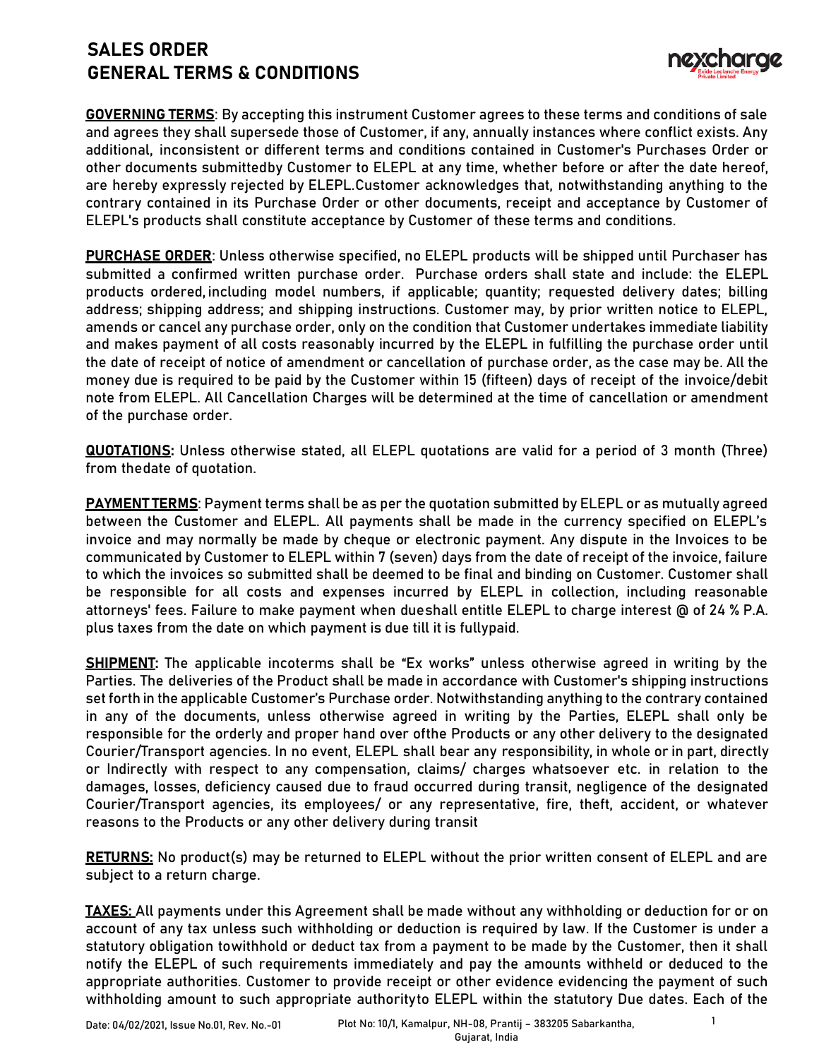# SALES ORDER
# GENERAL TERMS & CONDITIONS

**GOVERNING TERMS**: By accepting this instrument Customer agrees to these terms and conditions of sale and agrees they shall supersede those of Customer, if any, annually instances where conflict exists. Any additional, inconsistent or different terms and conditions contained in Customer's Purchases Order or other documents submittedby Customer to ELEPL at any time, whether before or after the date hereof, are hereby expressly rejected by ELEPL.Customer acknowledges that, notwithstanding anything to the contrary contained in its Purchase Order or other documents, receipt and acceptance by Customer of ELEPL's products shall constitute acceptance by Customer of these terms and conditions.

**PURCHASE ORDER**: Unless otherwise specified, no ELEPL products will be shipped until Purchaser has submitted a confirmed written purchase order. Purchase orders shall state and include: the ELEPL products ordered, including model numbers, if applicable; quantity; requested delivery dates; billing address; shipping address; and shipping instructions. Customer may, by prior written notice to ELEPL, amends or cancel any purchase order, only on the condition that Customer undertakes immediate liability and makes payment of all costs reasonably incurred by the ELEPL in fulfilling the purchase order until the date of receipt of notice of amendment or cancellation of purchase order, as the case may be. All the money due is required to be paid by the Customer within 15 (fifteen) days of receipt of the invoice/debit note from ELEPL. All Cancellation Charges will be determined at the time of cancellation or amendment of the purchase order.

**QUOTATIONS:** Unless otherwise stated, all ELEPL quotations are valid for a period of 3 month (Three) from thedate of quotation.

**PAYMENT TERMS**: Payment terms shall be as per the quotation submitted by ELEPL or as mutually agreed between the Customer and ELEPL. All payments shall be made in the currency specified on ELEPL's invoice and may normally be made by cheque or electronic payment. Any dispute in the Invoices to be communicated by Customer to ELEPL within 7 (seven) days from the date of receipt of the invoice, failure to which the invoices so submitted shall be deemed to be final and binding on Customer. Customer shall be responsible for all costs and expenses incurred by ELEPL in collection, including reasonable attorneys' fees. Failure to make payment when dueshall entitle ELEPL to charge interest @ of 24 % P.A. plus taxes from the date on which payment is due till it is fullypaid.

**SHIPMENT:** The applicable incoterms shall be "Ex works" unless otherwise agreed in writing by the Parties. The deliveries of the Product shall be made in accordance with Customer's shipping instructions set forth in the applicable Customer's Purchase order. Notwithstanding anything to the contrary contained in any of the documents, unless otherwise agreed in writing by the Parties, ELEPL shall only be responsible for the orderly and proper hand over ofthe Products or any other delivery to the designated Courier/Transport agencies. In no event, ELEPL shall bear any responsibility, in whole or in part, directly or Indirectly with respect to any compensation, claims/ charges whatsoever etc. in relation to the damages, losses, deficiency caused due to fraud occurred during transit, negligence of the designated Courier/Transport agencies, its employees/ or any representative, fire, theft, accident, or whatever reasons to the Products or any other delivery during transit

**RETURNS:** No product(s) may be returned to ELEPL without the prior written consent of ELEPL and are subject to a return charge.

**TAXES:** All payments under this Agreement shall be made without any withholding or deduction for or on account of any tax unless such withholding or deduction is required by law. If the Customer is under a statutory obligation towithhold or deduct tax from a payment to be made by the Customer, then it shall notify the ELEPL of such requirements immediately and pay the amounts withheld or deduced to the appropriate authorities. Customer to provide receipt or other evidence evidencing the payment of such withholding amount to such appropriate authorityto ELEPL within the statutory Due dates. Each of the

Date: 04/02/2021, Issue No.01, Rev. No.-01

Plot No: 10/1, Kamalpur, NH-08, Prantij – 383205 Sabarkantha, Gujarat, India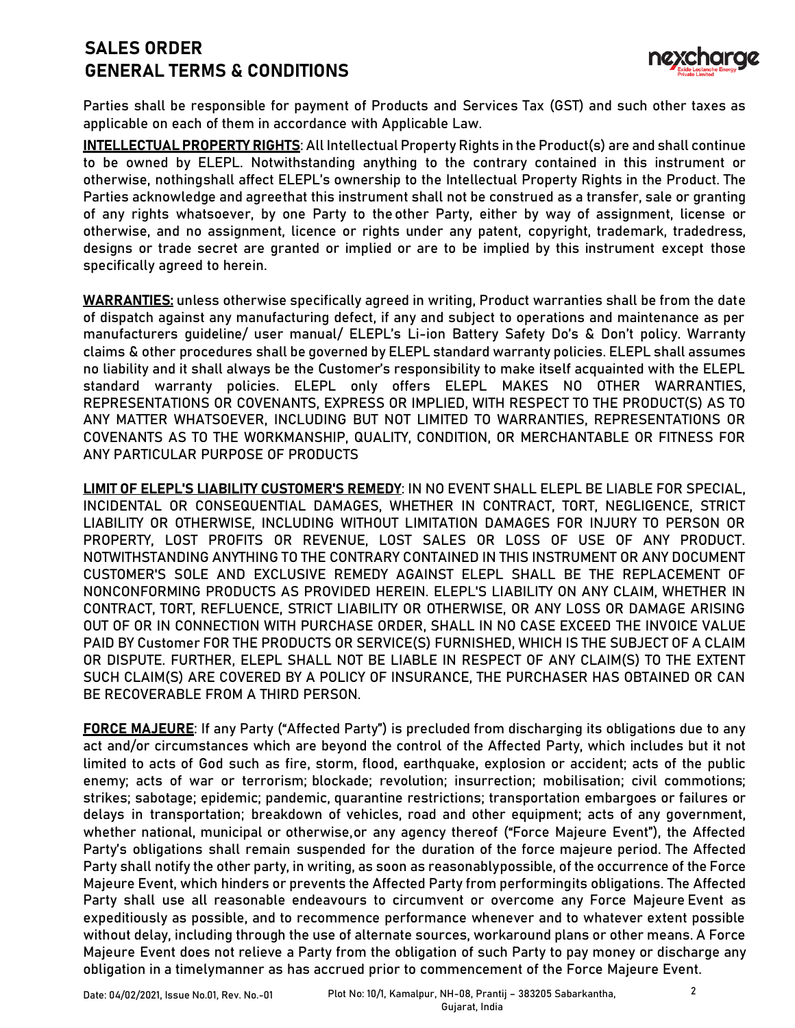Parties shall be responsible for payment of Products and Services Tax (GST) and such other taxes as applicable on each of them in accordance with Applicable Law.

**INTELLECTUAL PROPERTY RIGHTS**: All Intellectual Property Rights in the Product(s) are and shall continue to be owned by ELEPL. Notwithstanding anything to the contrary contained in this instrument or otherwise, nothingshall affect ELEPL's ownership to the Intellectual Property Rights in the Product. The Parties acknowledge and agreethat this instrument shall not be construed as a transfer, sale or granting of any rights whatsoever, by one Party to the other Party, either by way of assignment, license or otherwise, and no assignment, licence or rights under any patent, copyright, trademark, tradedress, designs or trade secret are granted or implied or are to be implied by this instrument except those specifically agreed to herein.

**WARRANTIES:** unless otherwise specifically agreed in writing, Product warranties shall be from the date of dispatch against any manufacturing defect, if any and subject to operations and maintenance as per manufacturers guideline/ user manual/ ELEPL's Li-ion Battery Safety Do's & Don't policy. Warranty claims & other procedures shall be governed by ELEPL standard warranty policies. ELEPL shall assumes no liability and it shall always be the Customer's responsibility to make itself acquainted with the ELEPL standard warranty policies. ELEPL only offers ELEPL MAKES NO OTHER WARRANTIES, REPRESENTATIONS OR COVENANTS, EXPRESS OR IMPLIED, WITH RESPECT TO THE PRODUCT(S) AS TO ANY MATTER WHATSOEVER, INCLUDING BUT NOT LIMITED TO WARRANTIES, REPRESENTATIONS OR COVENANTS AS TO THE WORKMANSHIP, QUALITY, CONDITION, OR MERCHANTABLE OR FITNESS FOR ANY PARTICULAR PURPOSE OF PRODUCTS

**LIMIT OF ELEPL'S LIABILITY CUSTOMER'S REMEDY**: IN NO EVENT SHALL ELEPL BE LIABLE FOR SPECIAL, INCIDENTAL OR CONSEQUENTIAL DAMAGES, WHETHER IN CONTRACT, TORT, NEGLIGENCE, STRICT LIABILITY OR OTHERWISE, INCLUDING WITHOUT LIMITATION DAMAGES FOR INJURY TO PERSON OR PROPERTY, LOST PROFITS OR REVENUE, LOST SALES OR LOSS OF USE OF ANY PRODUCT. NOTWITHSTANDING ANYTHING TO THE CONTRARY CONTAINED IN THIS INSTRUMENT OR ANY DOCUMENT CUSTOMER'S SOLE AND EXCLUSIVE REMEDY AGAINST ELEPL SHALL BE THE REPLACEMENT OF NONCONFORMING PRODUCTS AS PROVIDED HEREIN. ELEPL'S LIABILITY ON ANY CLAIM, WHETHER IN CONTRACT, TORT, REFLUENCE, STRICT LIABILITY OR OTHERWISE, OR ANY LOSS OR DAMAGE ARISING OUT OF OR IN CONNECTION WITH PURCHASE ORDER, SHALL IN NO CASE EXCEED THE INVOICE VALUE PAID BY Customer FOR THE PRODUCTS OR SERVICE(S) FURNISHED, WHICH IS THE SUBJECT OF A CLAIM OR DISPUTE. FURTHER, ELEPL SHALL NOT BE LIABLE IN RESPECT OF ANY CLAIM(S) TO THE EXTENT SUCH CLAIM(S) ARE COVERED BY A POLICY OF INSURANCE, THE PURCHASER HAS OBTAINED OR CAN BE RECOVERABLE FROM A THIRD PERSON.

**FORCE MAJEURE**: If any Party ("Affected Party") is precluded from discharging its obligations due to any act and/or circumstances which are beyond the control of the Affected Party, which includes but it not limited to acts of God such as fire, storm, flood, earthquake, explosion or accident; acts of the public enemy; acts of war or terrorism; blockade; revolution; insurrection; mobilisation; civil commotions; strikes; sabotage; epidemic; pandemic, quarantine restrictions; transportation embargoes or failures or delays in transportation; breakdown of vehicles, road and other equipment; acts of any government, whether national, municipal or otherwise,or any agency thereof ("Force Majeure Event"), the Affected Party's obligations shall remain suspended for the duration of the force majeure period. The Affected Party shall notify the other party, in writing, as soon as reasonablypossible, of the occurrence of the Force Majeure Event, which hinders or prevents the Affected Party from performingits obligations. The Affected Party shall use all reasonable endeavours to circumvent or overcome any Force Majeure Event as expeditiously as possible, and to recommence performance whenever and to whatever extent possible without delay, including through the use of alternate sources, workaround plans or other means. A Force Majeure Event does not relieve a Party from the obligation of such Party to pay money or discharge any obligation in a timelymanner as has accrued prior to commencement of the Force Majeure Event.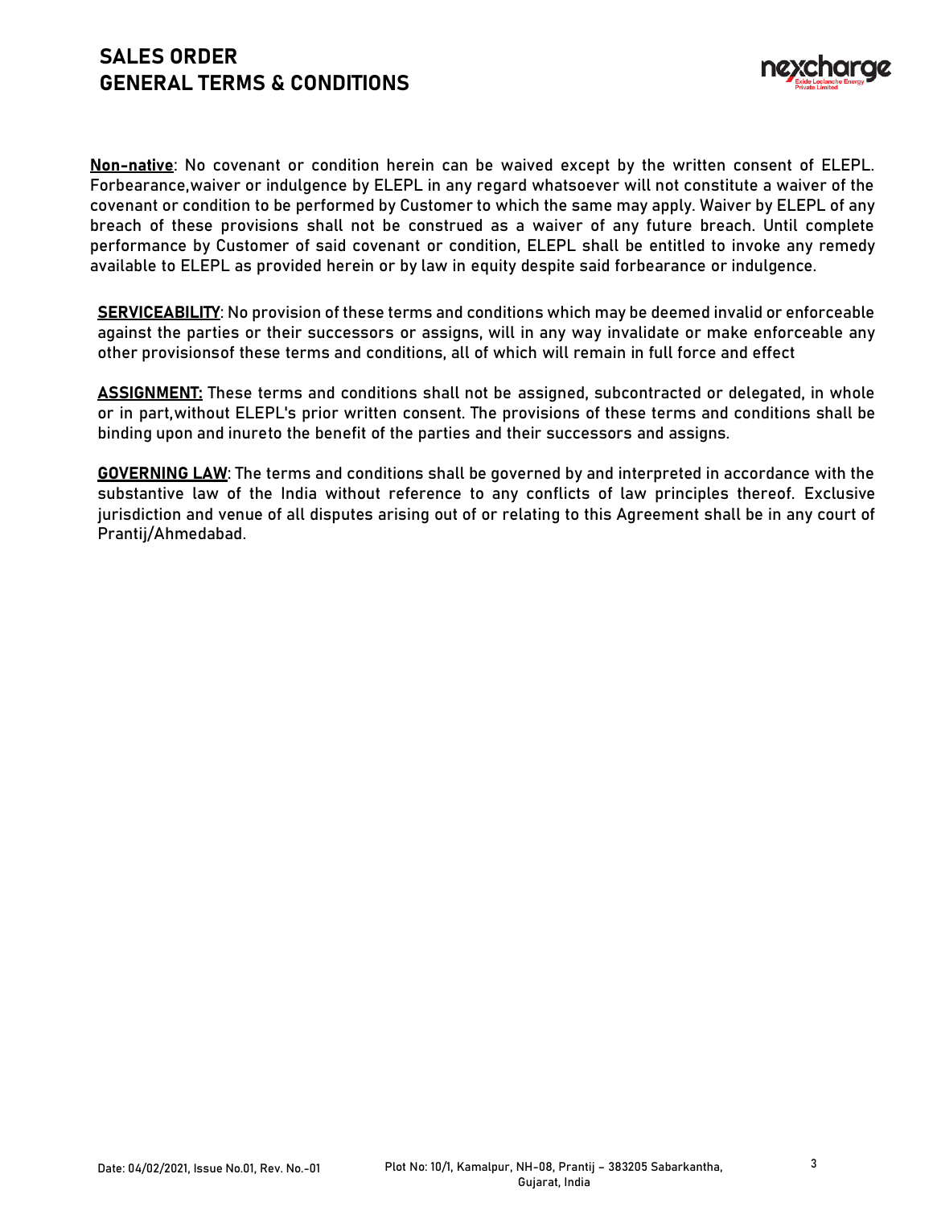**Non-native**: No covenant or condition herein can be waived except by the written consent of ELEPL. Forbearance,waiver or indulgence by ELEPL in any regard whatsoever will not constitute a waiver of the covenant or condition to be performed by Customer to which the same may apply. Waiver by ELEPL of any breach of these provisions shall not be construed as a waiver of any future breach. Until complete performance by Customer of said covenant or condition, ELEPL shall be entitled to invoke any remedy available to ELEPL as provided herein or by law in equity despite said forbearance or indulgence.

**SERVICEABILITY**: No provision of these terms and conditions which may be deemed invalid or enforceable against the parties or their successors or assigns, will in any way invalidate or make enforceable any other provisionsof these terms and conditions, all of which will remain in full force and effect

**ASSIGNMENT:** These terms and conditions shall not be assigned, subcontracted or delegated, in whole or in part,without ELEPL's prior written consent. The provisions of these terms and conditions shall be binding upon and inureto the benefit of the parties and their successors and assigns.

**GOVERNING LAW**: The terms and conditions shall be governed by and interpreted in accordance with the substantive law of the India without reference to any conflicts of law principles thereof. Exclusive jurisdiction and venue of all disputes arising out of or relating to this Agreement shall be in any court of Prantij/Ahmedabad.